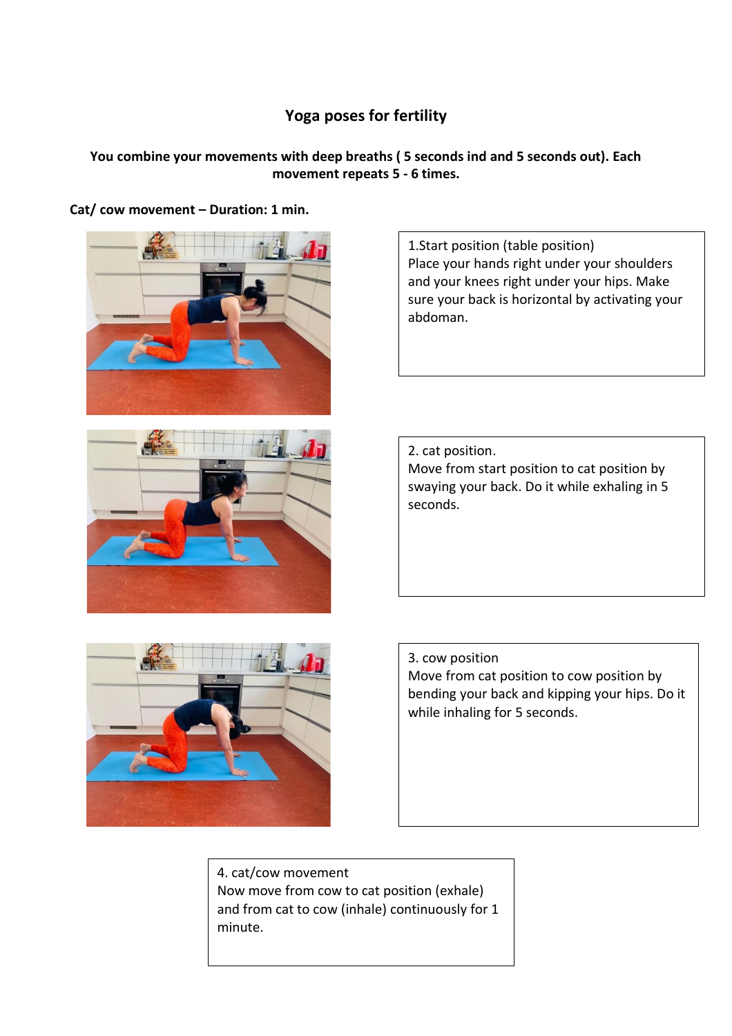# Yoga poses for fertility

**You combine your movements with deep breaths ( 5 seconds ind and 5 seconds out). Each movement repeats 5 - 6 times.**

**Cat/ cow movement – Duration: 1 min.**

1.Start position (table position)
Place your hands right under your shoulders and your knees right under your hips. Make sure your back is horizontal by activating your abdoman.

2. cat position.
Move from start position to cat position by swaying your back. Do it while exhaling in 5 seconds.

3. cow position
Move from cat position to cow position by bending your back and kipping your hips. Do it while inhaling for 5 seconds.

4. cat/cow movement
Now move from cow to cat position (exhale) and from cat to cow (inhale) continuously for 1 minute.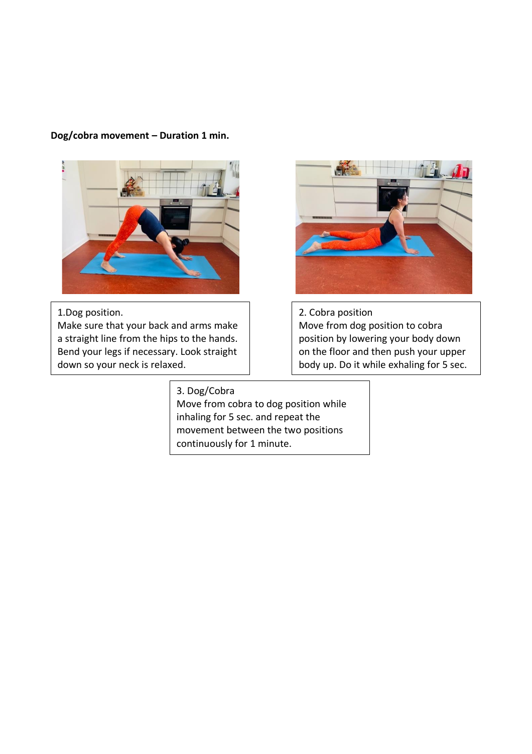**Dog/cobra movement – Duration 1 min.**

1.Dog position.
Make sure that your back and arms make a straight line from the hips to the hands. Bend your legs if necessary. Look straight down so your neck is relaxed.

2. Cobra position
Move from dog position to cobra position by lowering your body down on the floor and then push your upper body up. Do it while exhaling for 5 sec.

3. Dog/Cobra
Move from cobra to dog position while inhaling for 5 sec. and repeat the movement between the two positions continuously for 1 minute.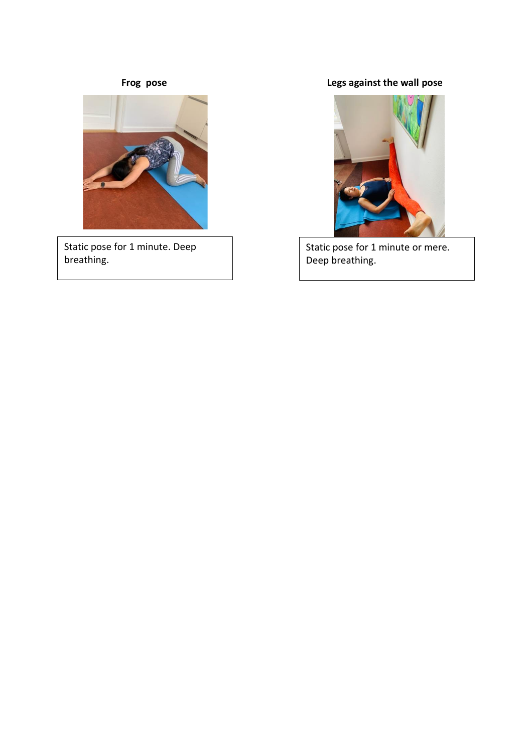**Frog pose**

Static pose for 1 minute. Deep breathing.

**Legs against the wall pose**

Static pose for 1 minute or mere. Deep breathing.